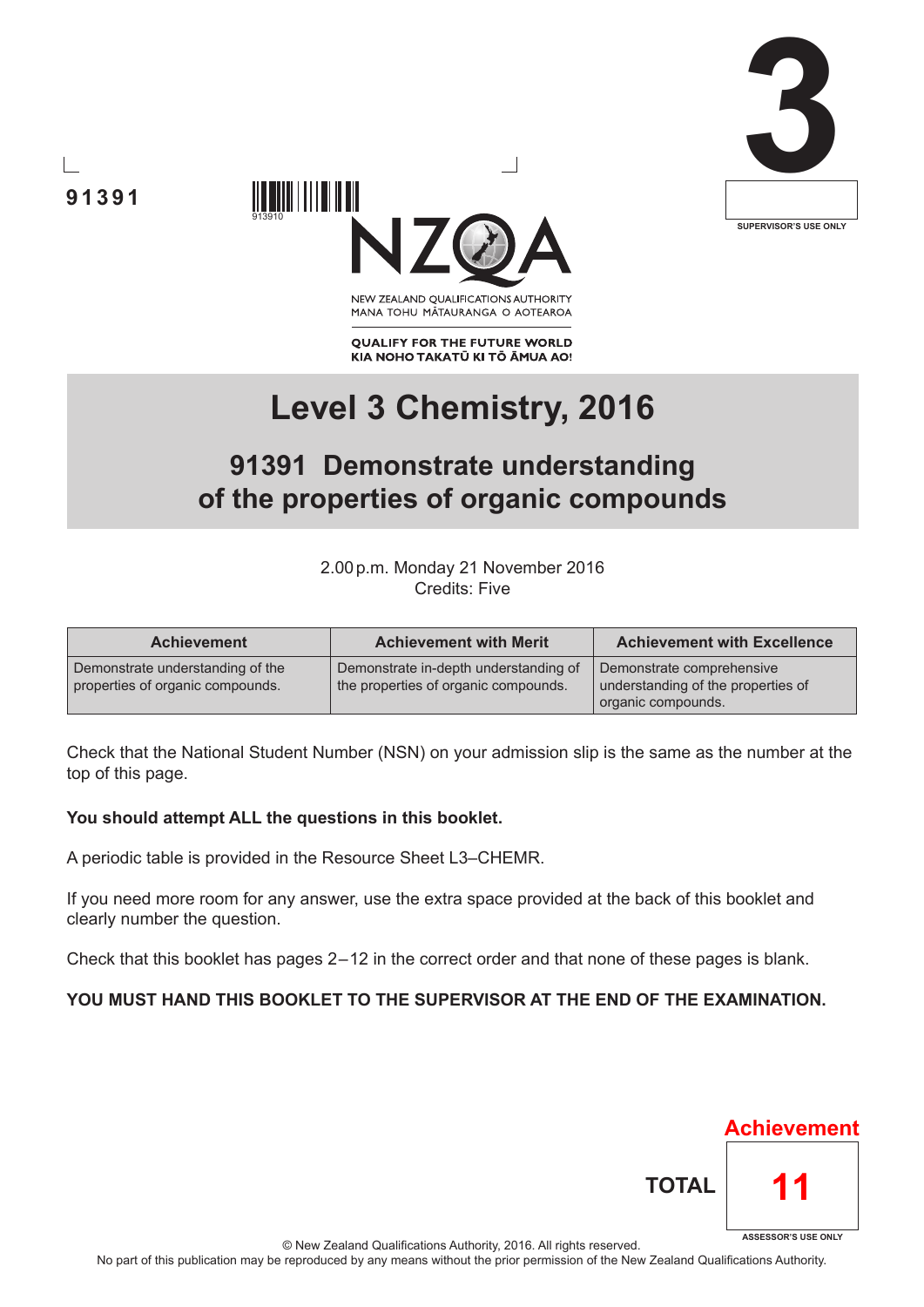91391

3

SUPERVISOR'S USE ONLY

NEW ZEALAND QUALIFICATIONS AUTHORITY
MANA TOHU MĀTAURANGA O AOTEAROA

QUALIFY FOR THE FUTURE WORLD
KIA NOHO TAKATŪ KI TŌ ĀMUA AO!

# Level 3 Chemistry, 2016

## 91391 Demonstrate understanding of the properties of organic compounds

2.00 p.m. Monday 21 November 2016
Credits: Five

| Achievement | Achievement with Merit | Achievement with Excellence |
|---|---|---|
| Demonstrate understanding of the properties of organic compounds. | Demonstrate in-depth understanding of the properties of organic compounds. | Demonstrate comprehensive understanding of the properties of organic compounds. |

Check that the National Student Number (NSN) on your admission slip is the same as the number at the top of this page.

**You should attempt ALL the questions in this booklet.**

A periodic table is provided in the Resource Sheet L3–CHEMR.

If you need more room for any answer, use the extra space provided at the back of this booklet and clearly number the question.

Check that this booklet has pages 2–12 in the correct order and that none of these pages is blank.

**YOU MUST HAND THIS BOOKLET TO THE SUPERVISOR AT THE END OF THE EXAMINATION.**

Achievement

TOTAL 11

ASSESSOR'S USE ONLY

© New Zealand Qualifications Authority, 2016. All rights reserved.
No part of this publication may be reproduced by any means without the prior permission of the New Zealand Qualifications Authority.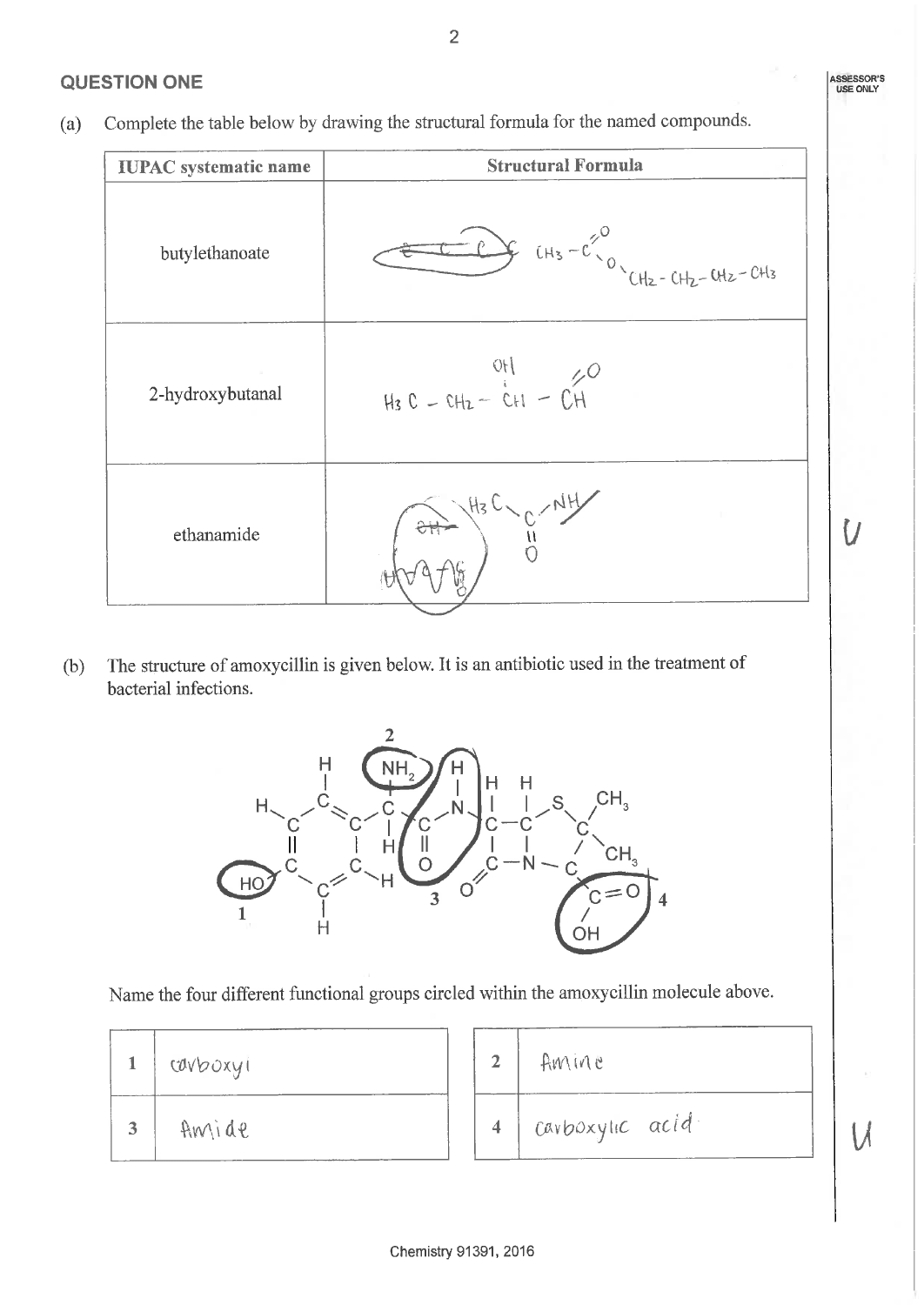## QUESTION ONE

(a) Complete the table below by drawing the structural formula for the named compounds.

| IUPAC systematic name | Structural Formula |
|---|---|
| butylethanoate | $CH_3-C(=O)-O-CH_2-CH_2-CH_2-CH_3$ |
| 2-hydroxybutanal | $H_3C-CH_2-CH(OH)-CH=O$ |
| ethanamide | $H_3C-C(=O)-NH$ |

(b) The structure of amoxycillin is given below. It is an antibiotic used in the treatment of bacterial infections.

Name the four different functional groups circled within the amoxycillin molecule above.

| | |
|---|---|
| 1 | carboxyl |
| 3 | Amide |

| | |
|---|---|
| 2 | Amine |
| 4 | carboxylic acid |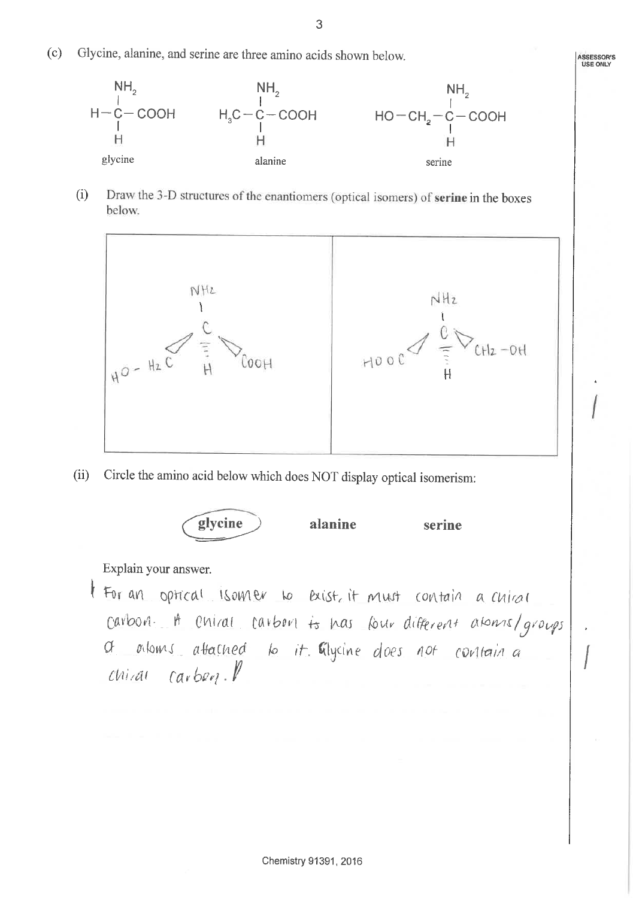(c) Glycine, alanine, and serine are three amino acids shown below.

glycine: $H-C(NH_2)(H)-COOH$

alanine: $H_3C-C(NH_2)(H)-COOH$

serine: $HO-CH_2-C(NH_2)(H)-COOH$

(i) Draw the 3-D structures of the enantiomers (optical isomers) of **serine** in the boxes below.

| | |
|---|---|
| $NH_2$ / C / $HO-H_2C$, H, COOH | $NH_2$ / C / HOOC, H, $CH_2-OH$ |

(ii) Circle the amino acid below which does NOT display optical isomerism:

**glycine** (circled) **alanine** **serine**

Explain your answer.

For an optical isomer to exist, it must contain a chiral carbon. A chiral carbon ~~is~~ has four different atoms/groups of atoms attached to it. Glycine does not contain a chiral carbon.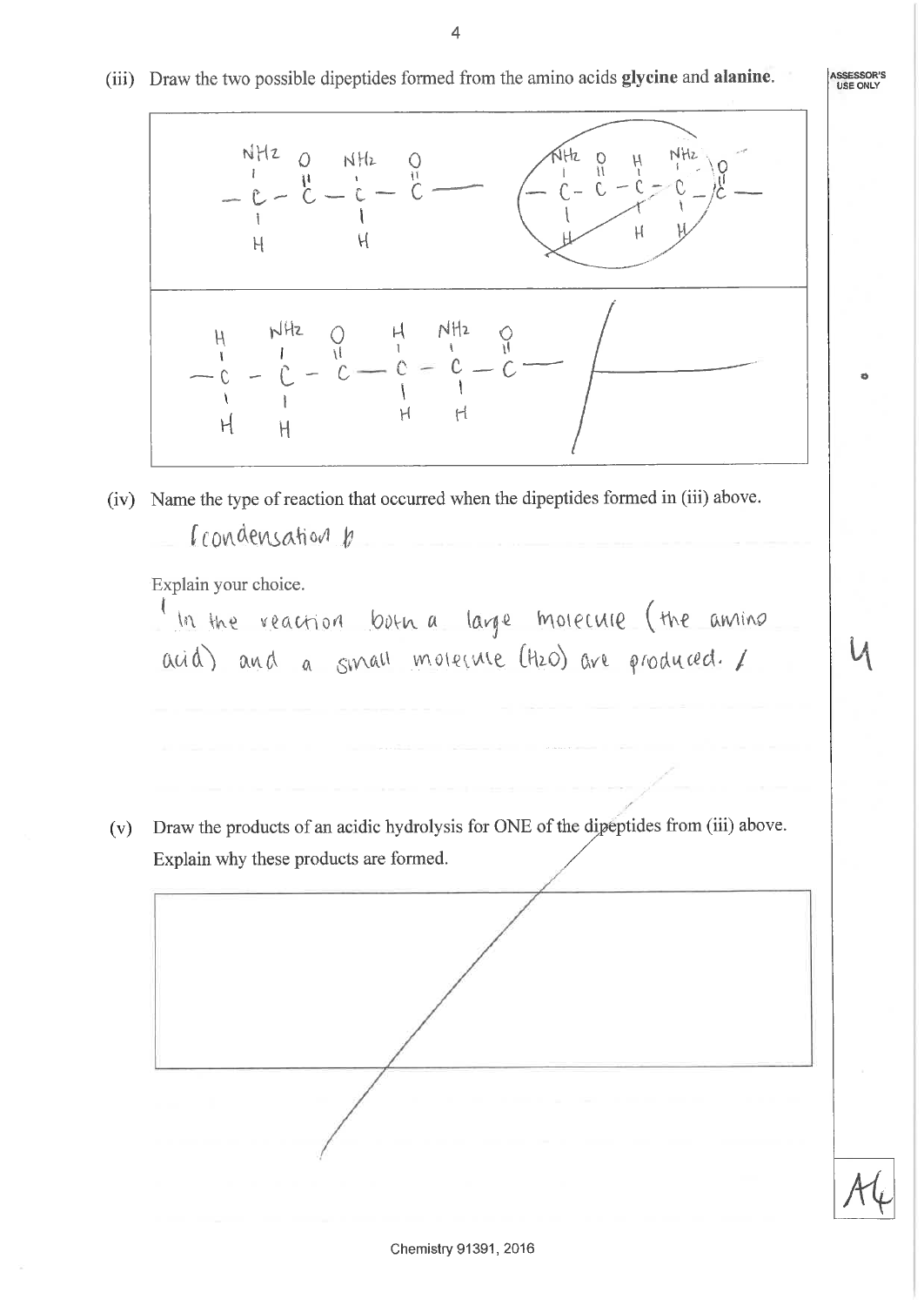(iii) Draw the two possible dipeptides formed from the amino acids **glycine** and **alanine**.

ASSESSOR'S USE ONLY

```
  NH2  O   NH2  O                        NH2  O   H   NH2  O
   |   ||   |   ||                        |   ||   |   |   ||
 — C — C — C — C ——                    — C — C — C — C — C —
   |        |                              |        |   |
   H        H                              H        H   H
```

```
   H   NH2  O   H   NH2  O
   |   |    ||  |   |    ||
 — C — C — C — C — C — C ——
   |   |        |   |
   H   H        H   H
```

(iv) Name the type of reaction that occurred when the dipeptides formed in (iii) above.

condensation

Explain your choice.

In the reaction both a large molecule (the amino acid) and a small molecule ($H_2O$) are produced.

4

(v) Draw the products of an acidic hydrolysis for ONE of the dipeptides from (iii) above.
Explain why these products are formed.

A4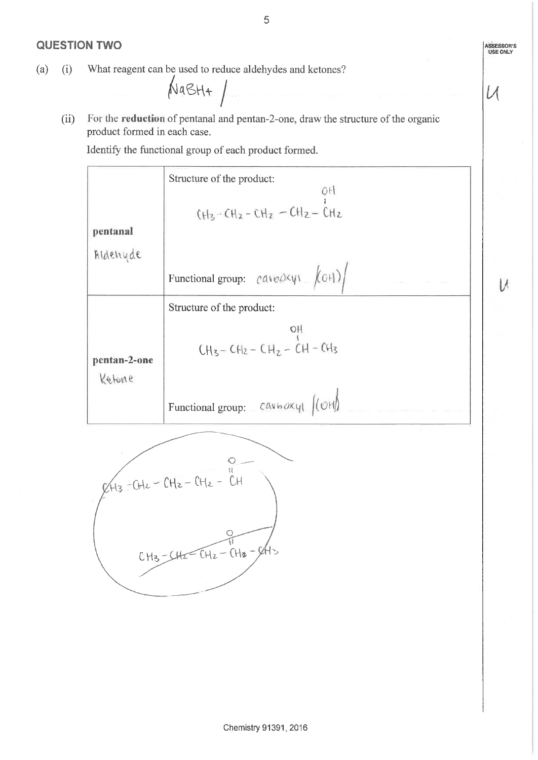## QUESTION TWO

ASSESSOR'S USE ONLY

(a) (i) What reagent can be used to reduce aldehydes and ketones?

$NaBH_4$ /

U

(ii) For the **reduction** of pentanal and pentan-2-one, draw the structure of the organic product formed in each case.

Identify the functional group of each product formed.

| | |
|---|---|
| **pentanal**<br>Aldehyde | Structure of the product:<br>$CH_3-CH_2-CH_2-CH_2-CH_2$ (OH on the final $CH_2$)<br><br>Functional group: carboxyl (OH) / |
| **pentan-2-one**<br>Ketone | Structure of the product:<br>$CH_3-CH_2-CH_2-CH-CH_3$ (OH on the CH)<br><br>Functional group: carboxyl (OH) |

U

$CH_3-CH_2-CH_2-CH_2-CH$ (=O on the CH)

$CH_3-CH_2-CH_2-CH_2-CH_3$ (=O on a middle carbon; crossed out)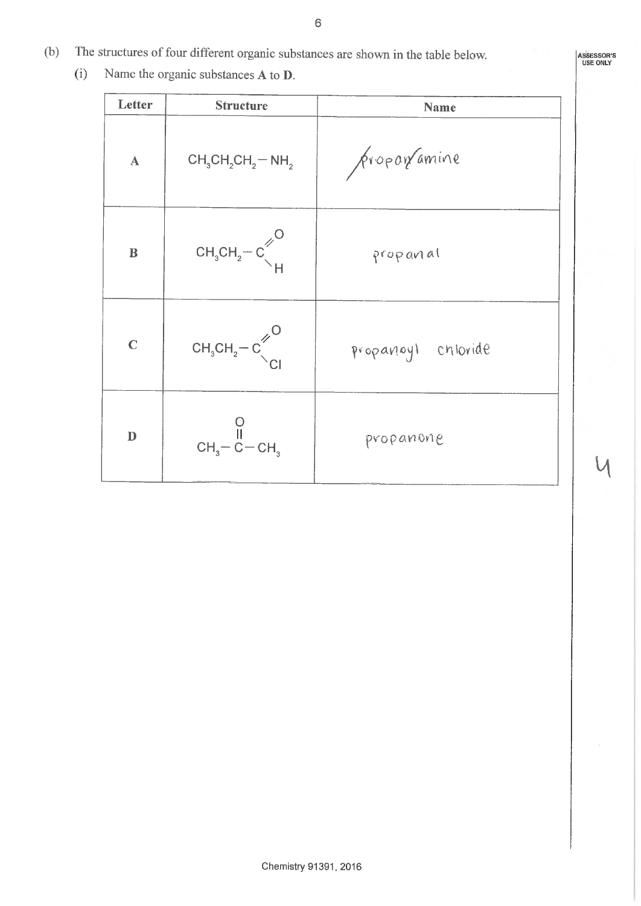(b) The structures of four different organic substances are shown in the table below.

(i) Name the organic substances **A** to **D**.

| Letter | Structure | Name |
|---|---|---|
| **A** | $CH_3CH_2CH_2-NH_2$ | propanamine |
| **B** | $CH_3CH_2-C(=O)H$ | propanal |
| **C** | $CH_3CH_2-C(=O)Cl$ | propanoyl chloride |
| **D** | $CH_3-C(=O)-CH_3$ | propanone |

ASSESSOR'S USE ONLY

4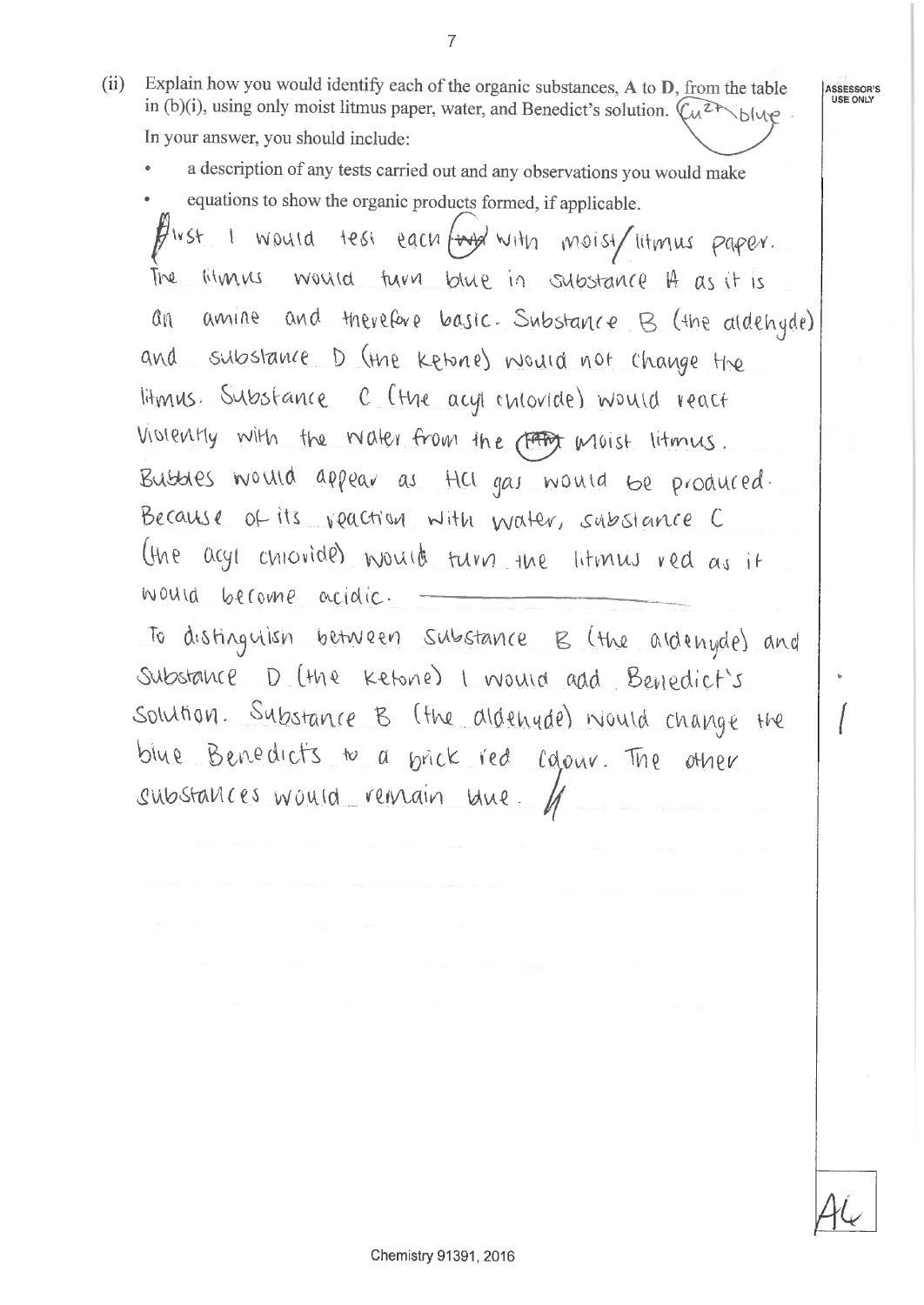(ii) Explain how you would identify each of the organic substances, **A** to **D**, from the table in (b)(i), using only moist litmus paper, water, and Benedict's solution. $Cu^{2+}$ blue

In your answer, you should include:

- a description of any tests carried out and any observations you would make
- equations to show the organic products formed, if applicable.

First I would test each with moist litmus paper. The litmus would turn blue in substance A as it is an amine and therefore basic. Substance B (the aldehyde) and substance D (the ketone) would not change the litmus. Substance C (the acyl chloride) would react violently with the water from the moist litmus. Bubbles would appear as HCl gas would be produced. Because of its reaction with water, substance C (the acyl chloride) would turn the litmus red as it would become acidic.

To distinguish between substance B (the aldehyde) and substance D (the ketone) I would add Benedict's solution. Substance B (the aldehyde) would change the blue Benedicts to a brick red colour. The other substances would remain blue.

A4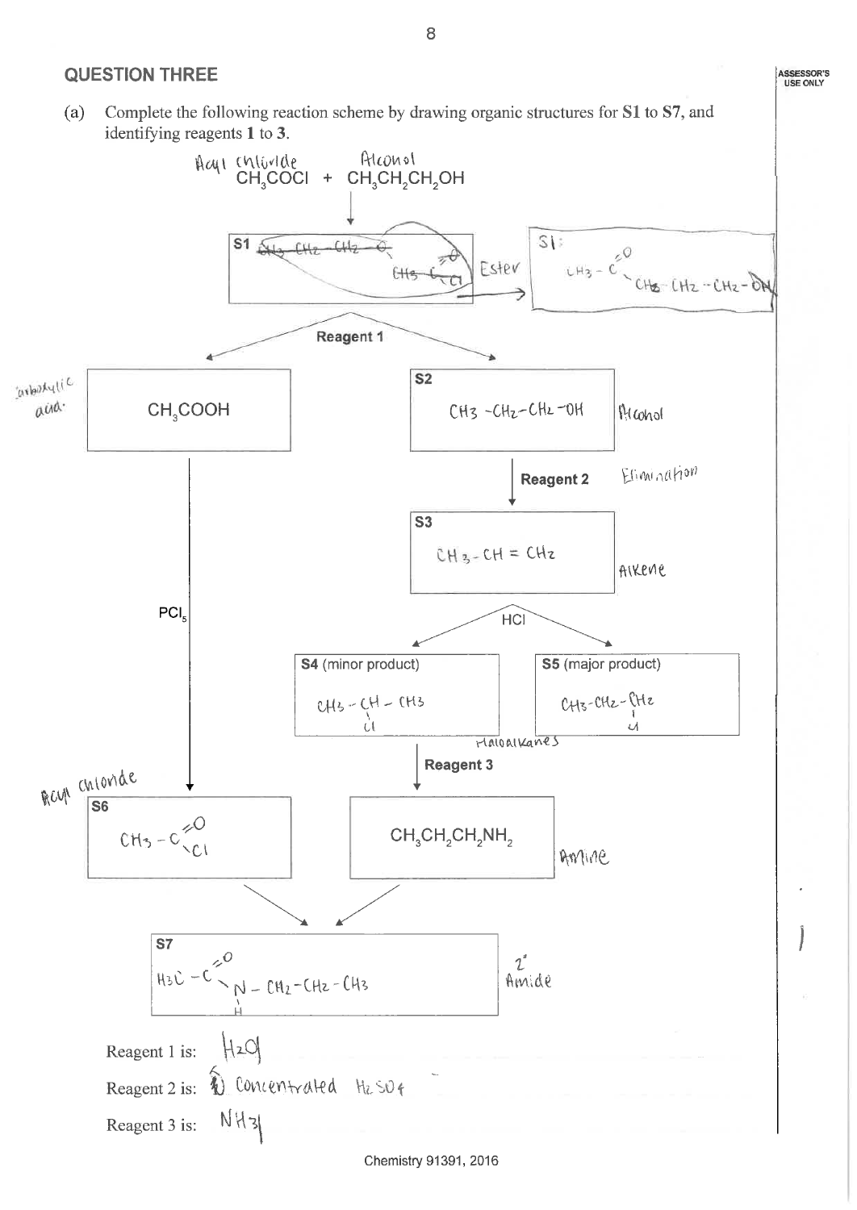## QUESTION THREE

ASSESSOR'S USE ONLY

(a) Complete the following reaction scheme by drawing organic structures for **S1** to **S7**, and identifying reagents **1** to **3**.

Acyl chloride — Alcohol

$CH_3COCl$ + $CH_3CH_2CH_2OH$

↓

**S1** ~~$CH_3-CH_2-CH_2-O$~~ $CH_3-C(=O)Cl$ — Ester

S1: $CH_3-C(=O)-CH_2-CH_2-CH_2-OH$

**Reagent 1** (leads to both branches below)

Carboxylic acid: $CH_3COOH$

**S2**: $CH_3-CH_2-CH_2-OH$ — Alcohol

↓ **Reagent 2** — Elimination

**S3**: $CH_3-CH=CH_2$ — Alkene

↓ HCl (leads to both S4 and S5)

**S4** (minor product): $CH_3-CH(Cl)-CH_3$

**S5** (major product): $CH_3-CH_2-CH_2Cl$

Haloalkanes

↓ **Reagent 3**

$CH_3CH_2CH_2NH_2$ — Amine

$CH_3COOH$ ↓ $PCl_5$

Acyl chloride

**S6**: $CH_3-C(=O)Cl$

S6 + $CH_3CH_2CH_2NH_2$ →

**S7**: $H_3C-C(=O)-NH-CH_2-CH_2-CH_3$ — 2° Amide

Reagent 1 is: $H_2O$

Reagent 2 is: Concentrated $H_2SO_4$

Reagent 3 is: $NH_3$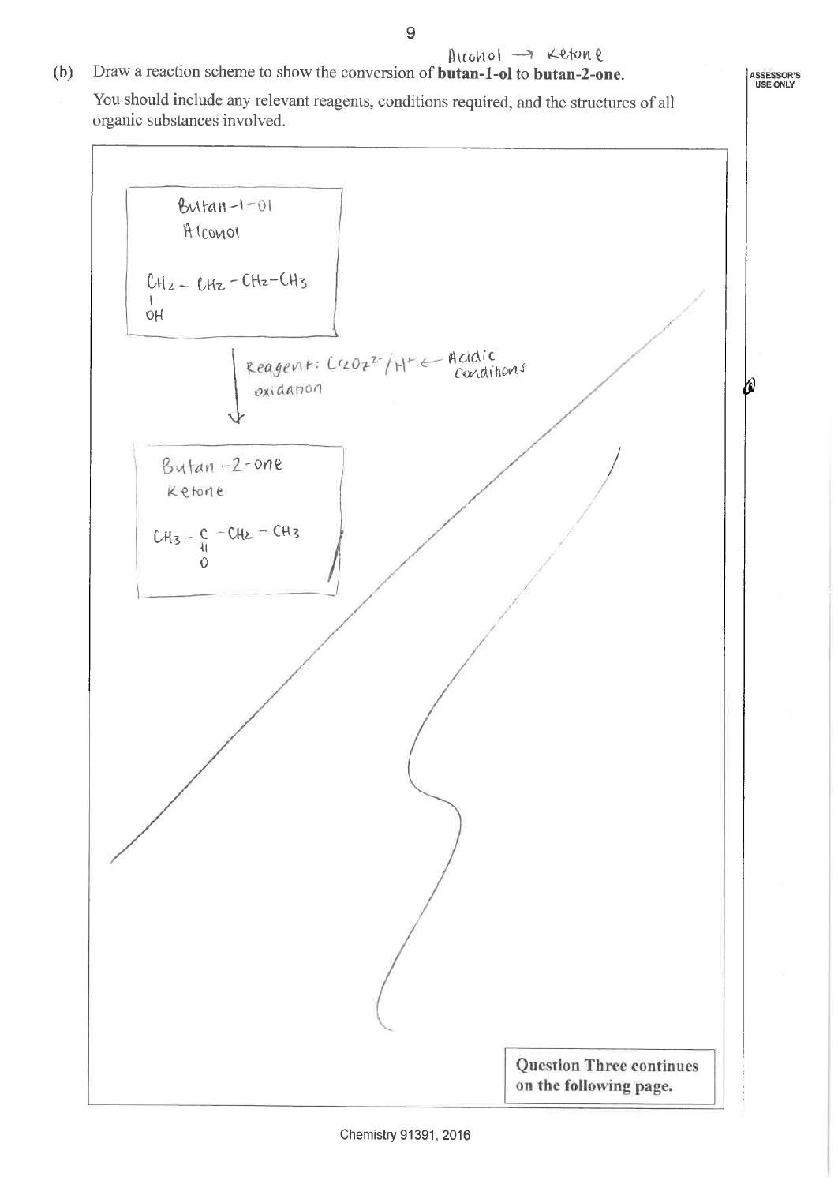Alcohol → Ketone

(b) Draw a reaction scheme to show the conversion of **butan-1-ol** to **butan-2-one**.

You should include any relevant reagents, conditions required, and the structures of all organic substances involved.

ASSESSOR'S USE ONLY

Butan-1-ol
Alcohol

$CH_2 - CH_2 - CH_2 - CH_3$
|
OH

↓ Reagent: $Cr_2O_7^{2-}/H^+$ ← Acidic conditions
oxidation

Butan-2-one
Ketone

$CH_3 - C - CH_2 - CH_3$
‖
O

**Question Three continues on the following page.**

Chemistry 91391, 2016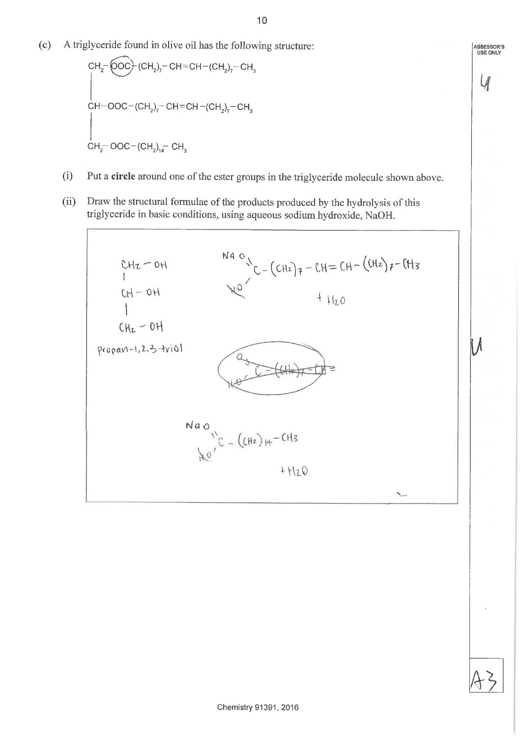(c) A triglyceride found in olive oil has the following structure:

$$
\begin{array}{l}
CH_2-OOC-(CH_2)_7-CH=CH-(CH_2)_7-CH_3 \\
| \\
CH-OOC-(CH_2)_7-CH=CH-(CH_2)_7-CH_3 \\
| \\
CH_2-OOC-(CH_2)_{14}-CH_3
\end{array}
$$

(i) Put a **circle** around one of the ester groups in the triglyceride molecule shown above.

(ii) Draw the structural formulae of the products produced by the hydrolysis of this triglyceride in basic conditions, using aqueous sodium hydroxide, NaOH.

$$
\begin{array}{l}
CH_2-OH \\
| \\
CH-OH \\
| \\
CH_2-OH
\end{array}
$$

propan-1,2,3-triol

$NaO$ $C-(CH_2)_7-CH=CH-(CH_2)_7-CH_3$ + $H_2O$

~~$C-(CH_2)_7-CH=$~~

$NaO$ $C-(CH_2)_{14}-CH_3$ + $H_2O$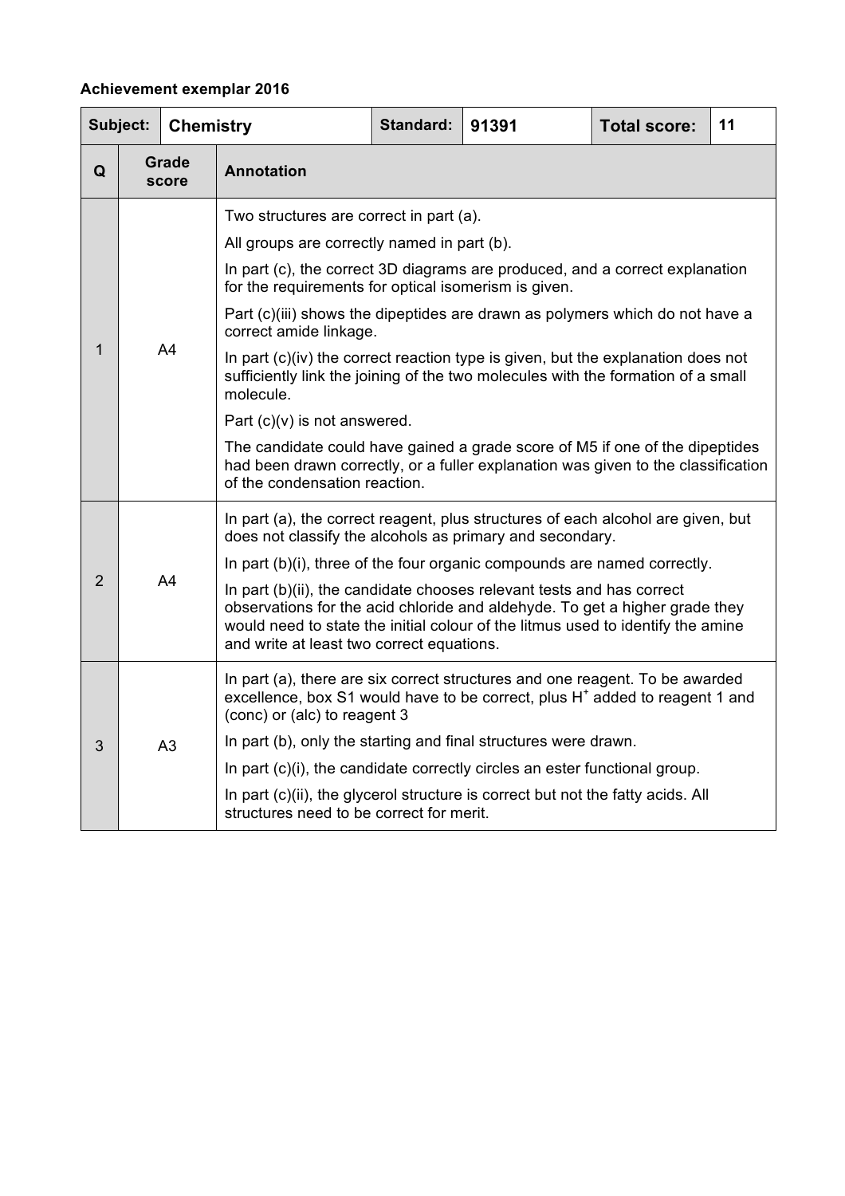**Achievement exemplar 2016**

| Subject: | Chemistry | Standard: | 91391 | Total score: | 11 |
|---|---|---|---|---|---|

| Q | Grade score | Annotation |
|---|---|---|
| 1 | A4 | Two structures are correct in part (a).<br>All groups are correctly named in part (b).<br>In part (c), the correct 3D diagrams are produced, and a correct explanation for the requirements for optical isomerism is given.<br>Part (c)(iii) shows the dipeptides are drawn as polymers which do not have a correct amide linkage.<br>In part (c)(iv) the correct reaction type is given, but the explanation does not sufficiently link the joining of the two molecules with the formation of a small molecule.<br>Part (c)(v) is not answered.<br>The candidate could have gained a grade score of M5 if one of the dipeptides had been drawn correctly, or a fuller explanation was given to the classification of the condensation reaction. |
| 2 | A4 | In part (a), the correct reagent, plus structures of each alcohol are given, but does not classify the alcohols as primary and secondary.<br>In part (b)(i), three of the four organic compounds are named correctly.<br>In part (b)(ii), the candidate chooses relevant tests and has correct observations for the acid chloride and aldehyde. To get a higher grade they would need to state the initial colour of the litmus used to identify the amine and write at least two correct equations. |
| 3 | A3 | In part (a), there are six correct structures and one reagent. To be awarded excellence, box S1 would have to be correct, plus $H^+$ added to reagent 1 and (conc) or (alc) to reagent 3<br>In part (b), only the starting and final structures were drawn.<br>In part (c)(i), the candidate correctly circles an ester functional group.<br>In part (c)(ii), the glycerol structure is correct but not the fatty acids. All structures need to be correct for merit. |